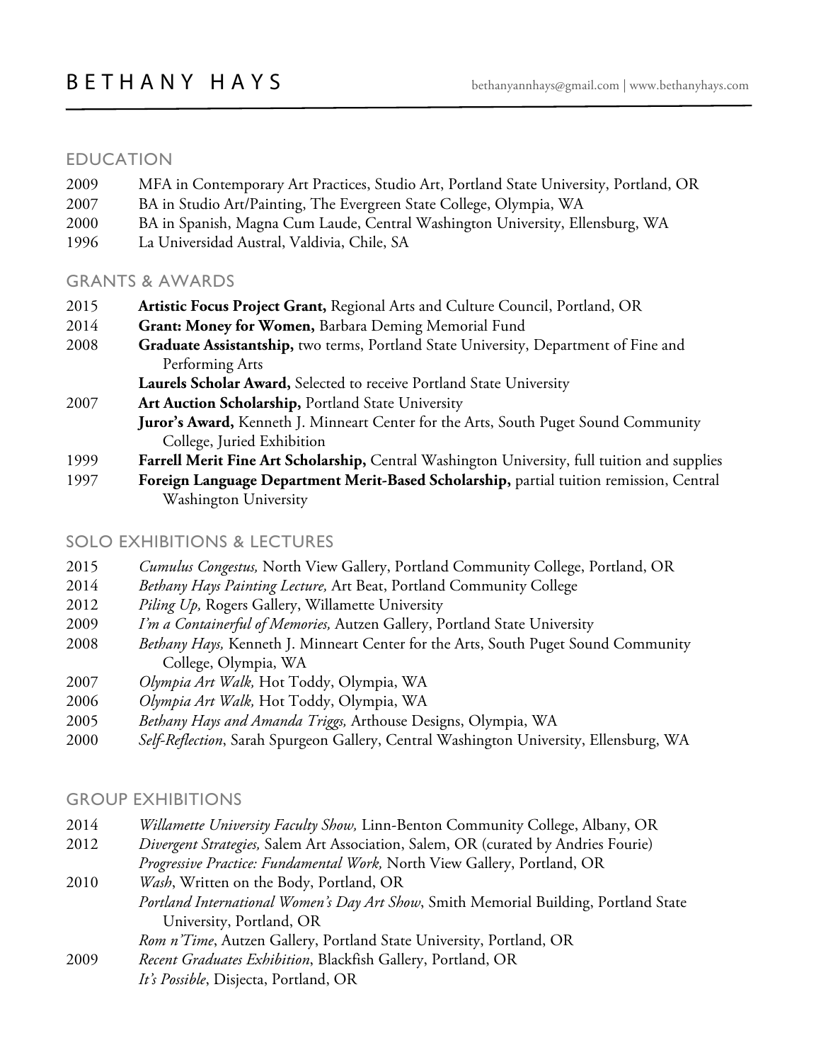# BETHANY HAYS

bethanyannhays@gmail.com | www.bethanyhays.com

## EDUCATION

2009 MFA in Contemporary Art Practices, Studio Art, Portland State University, Portland, OR
2007 BA in Studio Art/Painting, The Evergreen State College, Olympia, WA
2000 BA in Spanish, Magna Cum Laude, Central Washington University, Ellensburg, WA
1996 La Universidad Austral, Valdivia, Chile, SA

## GRANTS & AWARDS

2015 **Artistic Focus Project Grant,** Regional Arts and Culture Council, Portland, OR
2014 **Grant: Money for Women,** Barbara Deming Memorial Fund
2008 **Graduate Assistantship,** two terms, Portland State University, Department of Fine and Performing Arts
**Laurels Scholar Award,** Selected to receive Portland State University
2007 **Art Auction Scholarship,** Portland State University
**Juror's Award,** Kenneth J. Minneart Center for the Arts, South Puget Sound Community College, Juried Exhibition
1999 **Farrell Merit Fine Art Scholarship,** Central Washington University, full tuition and supplies
1997 **Foreign Language Department Merit-Based Scholarship,** partial tuition remission, Central Washington University

## SOLO EXHIBITIONS & LECTURES

2015 *Cumulus Congestus,* North View Gallery, Portland Community College, Portland, OR
2014 *Bethany Hays Painting Lecture,* Art Beat, Portland Community College
2012 *Piling Up,* Rogers Gallery, Willamette University
2009 *I'm a Containerful of Memories,* Autzen Gallery, Portland State University
2008 *Bethany Hays,* Kenneth J. Minneart Center for the Arts, South Puget Sound Community College, Olympia, WA
2007 *Olympia Art Walk,* Hot Toddy, Olympia, WA
2006 *Olympia Art Walk,* Hot Toddy, Olympia, WA
2005 *Bethany Hays and Amanda Triggs,* Arthouse Designs, Olympia, WA
2000 *Self-Reflection*, Sarah Spurgeon Gallery, Central Washington University, Ellensburg, WA

## GROUP EXHIBITIONS

2014 *Willamette University Faculty Show,* Linn-Benton Community College, Albany, OR
2012 *Divergent Strategies,* Salem Art Association, Salem, OR (curated by Andries Fourie)
*Progressive Practice: Fundamental Work,* North View Gallery, Portland, OR
2010 *Wash*, Written on the Body, Portland, OR
*Portland International Women's Day Art Show*, Smith Memorial Building, Portland State University, Portland, OR
*Rom n'Time*, Autzen Gallery, Portland State University, Portland, OR
2009 *Recent Graduates Exhibition*, Blackfish Gallery, Portland, OR
*It's Possible*, Disjecta, Portland, OR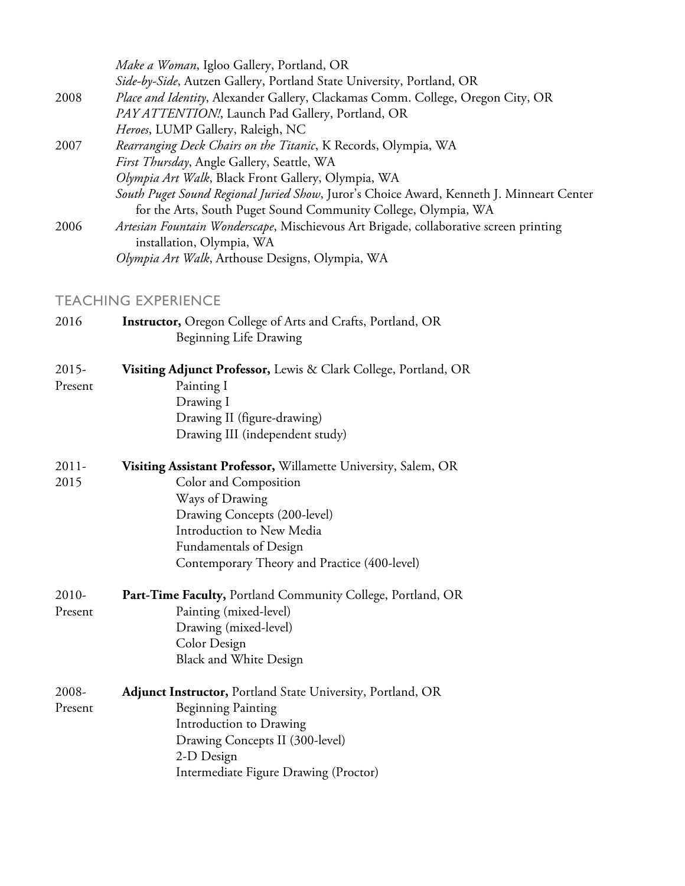*Make a Woman*, Igloo Gallery, Portland, OR
*Side-by-Side*, Autzen Gallery, Portland State University, Portland, OR

2008 *Place and Identity*, Alexander Gallery, Clackamas Comm. College, Oregon City, OR
*PAY ATTENTION!*, Launch Pad Gallery, Portland, OR
*Heroes*, LUMP Gallery, Raleigh, NC

2007 *Rearranging Deck Chairs on the Titanic*, K Records, Olympia, WA
*First Thursday*, Angle Gallery, Seattle, WA
*Olympia Art Walk*, Black Front Gallery, Olympia, WA
*South Puget Sound Regional Juried Show*, Juror's Choice Award, Kenneth J. Minneart Center for the Arts, South Puget Sound Community College, Olympia, WA

2006 *Artesian Fountain Wonderscape*, Mischievous Art Brigade, collaborative screen printing installation, Olympia, WA
*Olympia Art Walk*, Arthouse Designs, Olympia, WA

## TEACHING EXPERIENCE

2016 **Instructor,** Oregon College of Arts and Crafts, Portland, OR
- Beginning Life Drawing

2015-Present **Visiting Adjunct Professor,** Lewis & Clark College, Portland, OR
- Painting I
- Drawing I
- Drawing II (figure-drawing)
- Drawing III (independent study)

2011-2015 **Visiting Assistant Professor,** Willamette University, Salem, OR
- Color and Composition
- Ways of Drawing
- Drawing Concepts (200-level)
- Introduction to New Media
- Fundamentals of Design
- Contemporary Theory and Practice (400-level)

2010-Present **Part-Time Faculty,** Portland Community College, Portland, OR
- Painting (mixed-level)
- Drawing (mixed-level)
- Color Design
- Black and White Design

2008-Present **Adjunct Instructor,** Portland State University, Portland, OR
- Beginning Painting
- Introduction to Drawing
- Drawing Concepts II (300-level)
- 2-D Design
- Intermediate Figure Drawing (Proctor)